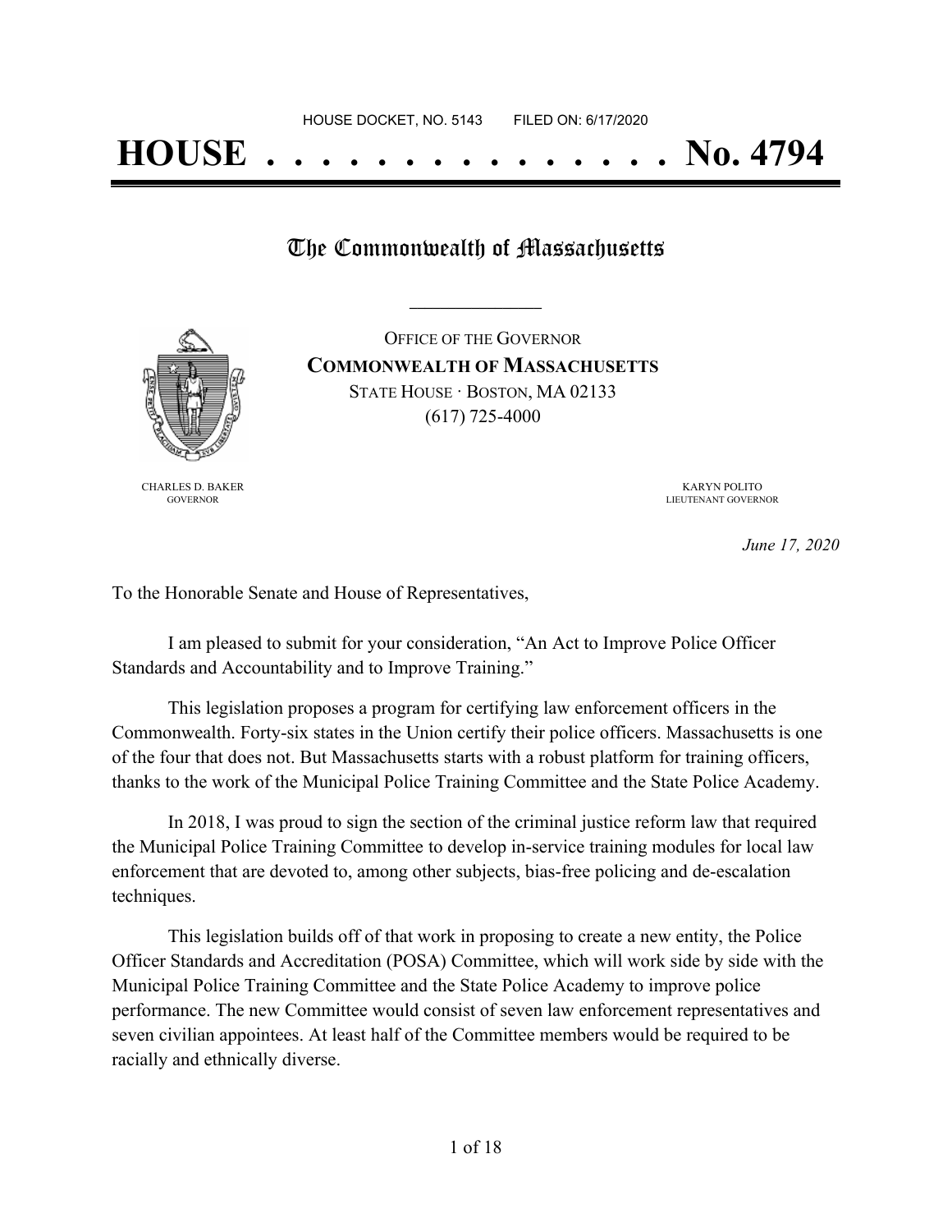HOUSE DOCKET, NO. 5143        FILED ON: 6/17/2020

# HOUSE . . . . . . . . . . . . . . . No. 4794

## The Commonwealth of Massachusetts

---

OFFICE OF THE GOVERNOR
**COMMONWEALTH OF MASSACHUSETTS**
STATE HOUSE · BOSTON, MA 02133
(617) 725-4000

CHARLES D. BAKER
GOVERNOR

KARYN POLITO
LIEUTENANT GOVERNOR

*June 17, 2020*

To the Honorable Senate and House of Representatives,

I am pleased to submit for your consideration, "An Act to Improve Police Officer Standards and Accountability and to Improve Training."

This legislation proposes a program for certifying law enforcement officers in the Commonwealth. Forty-six states in the Union certify their police officers. Massachusetts is one of the four that does not. But Massachusetts starts with a robust platform for training officers, thanks to the work of the Municipal Police Training Committee and the State Police Academy.

In 2018, I was proud to sign the section of the criminal justice reform law that required the Municipal Police Training Committee to develop in-service training modules for local law enforcement that are devoted to, among other subjects, bias-free policing and de-escalation techniques.

This legislation builds off of that work in proposing to create a new entity, the Police Officer Standards and Accreditation (POSA) Committee, which will work side by side with the Municipal Police Training Committee and the State Police Academy to improve police performance. The new Committee would consist of seven law enforcement representatives and seven civilian appointees. At least half of the Committee members would be required to be racially and ethnically diverse.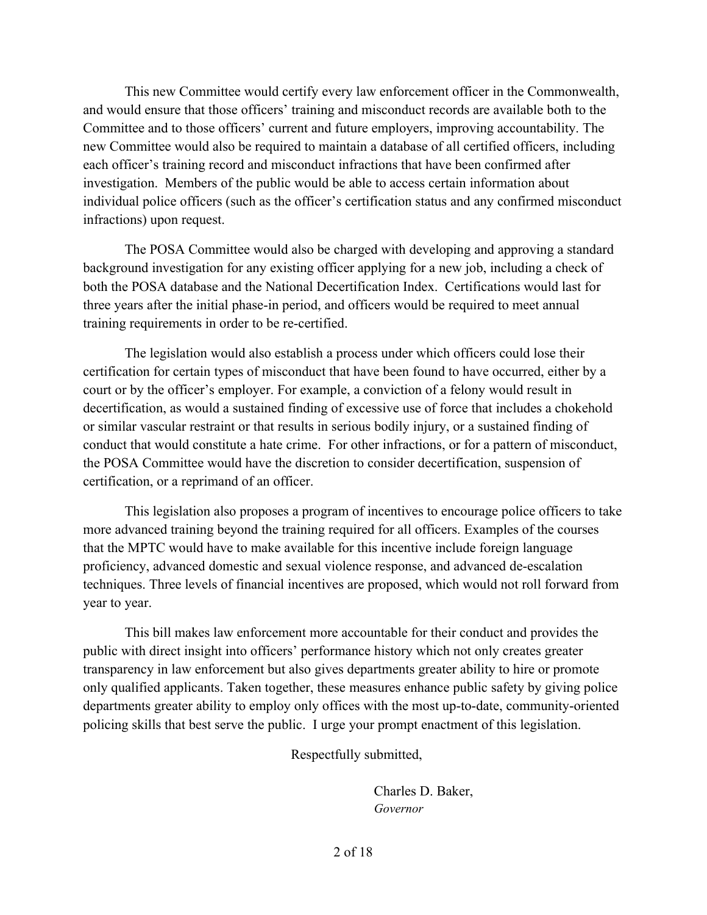This new Committee would certify every law enforcement officer in the Commonwealth, and would ensure that those officers' training and misconduct records are available both to the Committee and to those officers' current and future employers, improving accountability. The new Committee would also be required to maintain a database of all certified officers, including each officer's training record and misconduct infractions that have been confirmed after investigation. Members of the public would be able to access certain information about individual police officers (such as the officer's certification status and any confirmed misconduct infractions) upon request.

The POSA Committee would also be charged with developing and approving a standard background investigation for any existing officer applying for a new job, including a check of both the POSA database and the National Decertification Index. Certifications would last for three years after the initial phase-in period, and officers would be required to meet annual training requirements in order to be re-certified.

The legislation would also establish a process under which officers could lose their certification for certain types of misconduct that have been found to have occurred, either by a court or by the officer's employer. For example, a conviction of a felony would result in decertification, as would a sustained finding of excessive use of force that includes a chokehold or similar vascular restraint or that results in serious bodily injury, or a sustained finding of conduct that would constitute a hate crime. For other infractions, or for a pattern of misconduct, the POSA Committee would have the discretion to consider decertification, suspension of certification, or a reprimand of an officer.

This legislation also proposes a program of incentives to encourage police officers to take more advanced training beyond the training required for all officers. Examples of the courses that the MPTC would have to make available for this incentive include foreign language proficiency, advanced domestic and sexual violence response, and advanced de-escalation techniques. Three levels of financial incentives are proposed, which would not roll forward from year to year.

This bill makes law enforcement more accountable for their conduct and provides the public with direct insight into officers' performance history which not only creates greater transparency in law enforcement but also gives departments greater ability to hire or promote only qualified applicants. Taken together, these measures enhance public safety by giving police departments greater ability to employ only offices with the most up-to-date, community-oriented policing skills that best serve the public. I urge your prompt enactment of this legislation.

Respectfully submitted,

Charles D. Baker,
*Governor*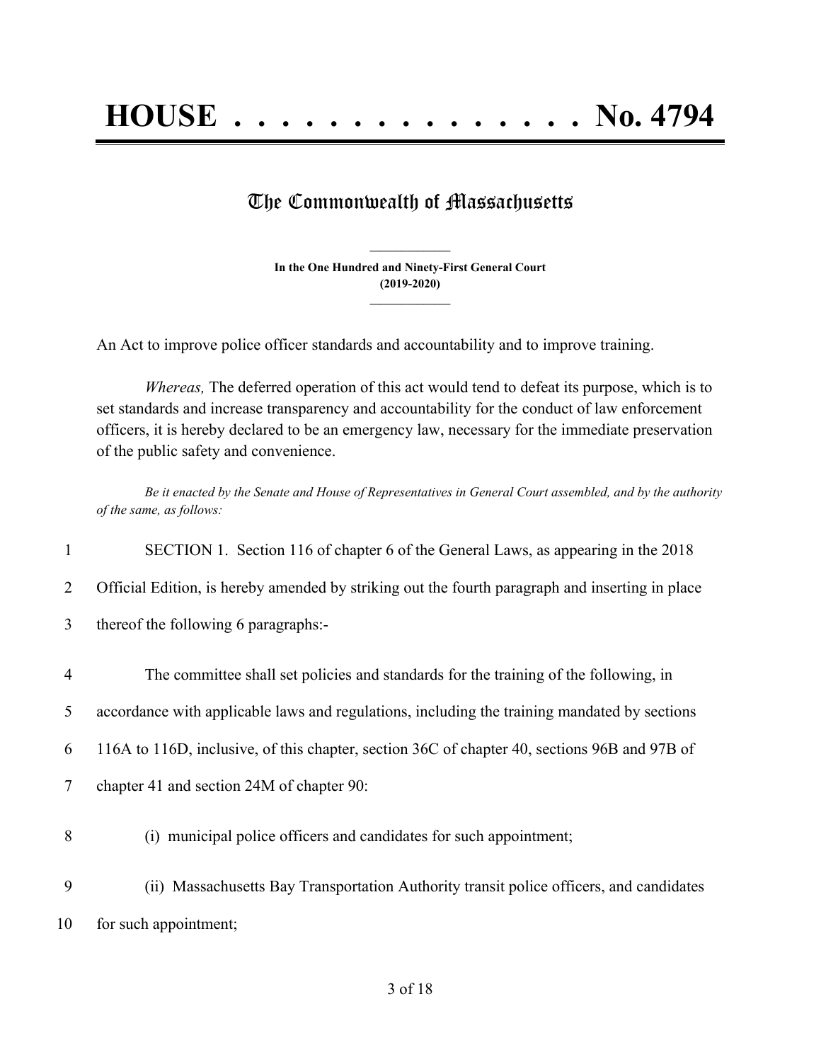# HOUSE . . . . . . . . . . . . . . . No. 4794

## The Commonwealth of Massachusetts

**In the One Hundred and Ninety-First General Court**
**(2019-2020)**

An Act to improve police officer standards and accountability and to improve training.

*Whereas,* The deferred operation of this act would tend to defeat its purpose, which is to set standards and increase transparency and accountability for the conduct of law enforcement officers, it is hereby declared to be an emergency law, necessary for the immediate preservation of the public safety and convenience.

*Be it enacted by the Senate and House of Representatives in General Court assembled, and by the authority of the same, as follows:*

1 SECTION 1. Section 116 of chapter 6 of the General Laws, as appearing in the 2018
2 Official Edition, is hereby amended by striking out the fourth paragraph and inserting in place
3 thereof the following 6 paragraphs:-

4 The committee shall set policies and standards for the training of the following, in
5 accordance with applicable laws and regulations, including the training mandated by sections
6 116A to 116D, inclusive, of this chapter, section 36C of chapter 40, sections 96B and 97B of
7 chapter 41 and section 24M of chapter 90:

8 (i) municipal police officers and candidates for such appointment;

9 (ii) Massachusetts Bay Transportation Authority transit police officers, and candidates
10 for such appointment;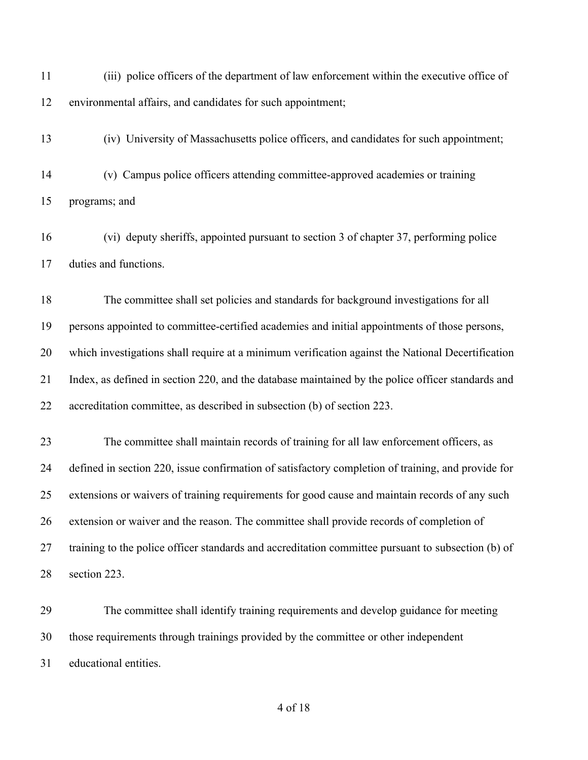(iii) police officers of the department of law enforcement within the executive office of environmental affairs, and candidates for such appointment;

(iv) University of Massachusetts police officers, and candidates for such appointment;

(v) Campus police officers attending committee-approved academies or training programs; and

(vi) deputy sheriffs, appointed pursuant to section 3 of chapter 37, performing police duties and functions.

The committee shall set policies and standards for background investigations for all persons appointed to committee-certified academies and initial appointments of those persons, which investigations shall require at a minimum verification against the National Decertification Index, as defined in section 220, and the database maintained by the police officer standards and accreditation committee, as described in subsection (b) of section 223.

The committee shall maintain records of training for all law enforcement officers, as defined in section 220, issue confirmation of satisfactory completion of training, and provide for extensions or waivers of training requirements for good cause and maintain records of any such extension or waiver and the reason. The committee shall provide records of completion of training to the police officer standards and accreditation committee pursuant to subsection (b) of section 223.

The committee shall identify training requirements and develop guidance for meeting those requirements through trainings provided by the committee or other independent educational entities.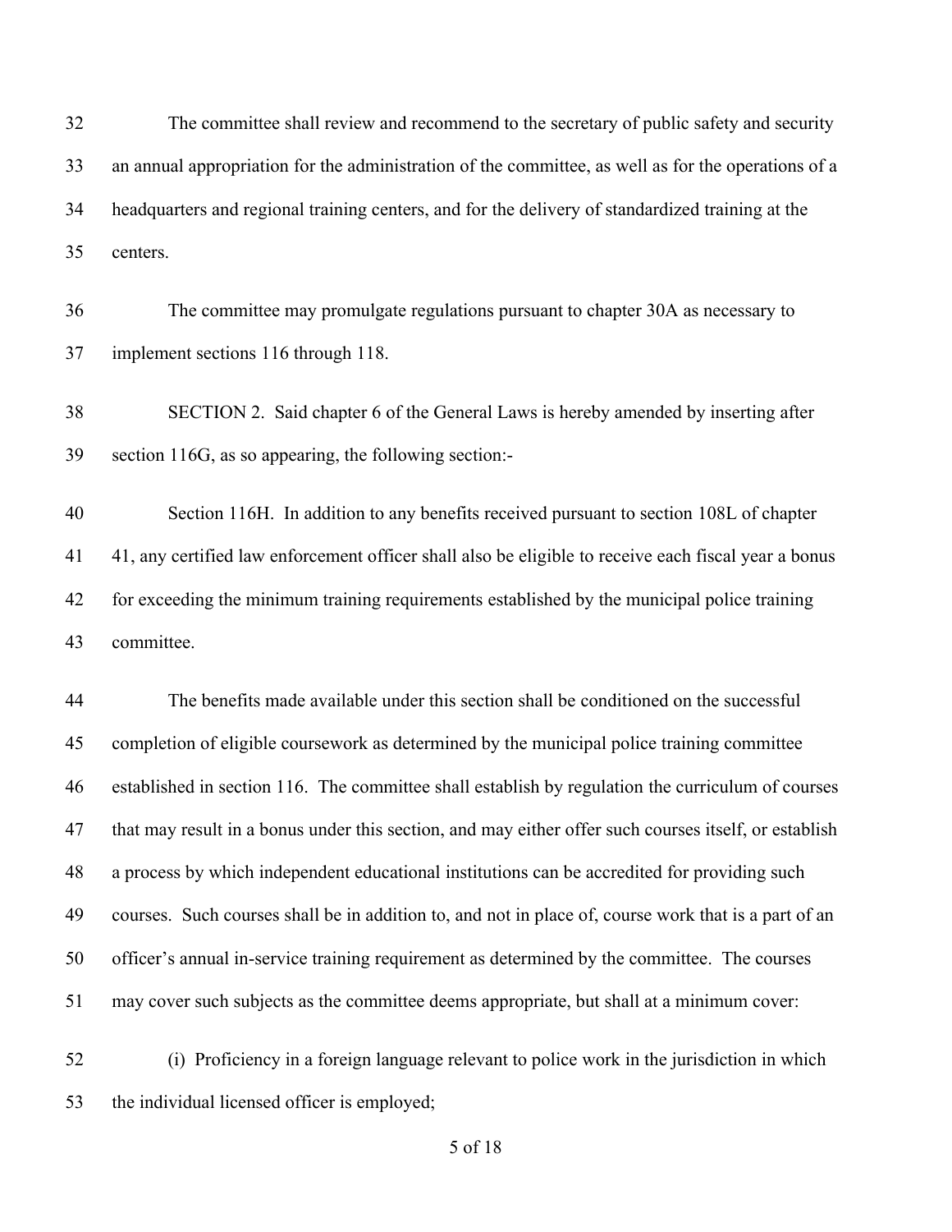The committee shall review and recommend to the secretary of public safety and security an annual appropriation for the administration of the committee, as well as for the operations of a headquarters and regional training centers, and for the delivery of standardized training at the centers.

The committee may promulgate regulations pursuant to chapter 30A as necessary to implement sections 116 through 118.

SECTION 2. Said chapter 6 of the General Laws is hereby amended by inserting after section 116G, as so appearing, the following section:-

Section 116H. In addition to any benefits received pursuant to section 108L of chapter 41, any certified law enforcement officer shall also be eligible to receive each fiscal year a bonus for exceeding the minimum training requirements established by the municipal police training committee.

The benefits made available under this section shall be conditioned on the successful completion of eligible coursework as determined by the municipal police training committee established in section 116. The committee shall establish by regulation the curriculum of courses that may result in a bonus under this section, and may either offer such courses itself, or establish a process by which independent educational institutions can be accredited for providing such courses. Such courses shall be in addition to, and not in place of, course work that is a part of an officer's annual in-service training requirement as determined by the committee. The courses may cover such subjects as the committee deems appropriate, but shall at a minimum cover:

(i) Proficiency in a foreign language relevant to police work in the jurisdiction in which the individual licensed officer is employed;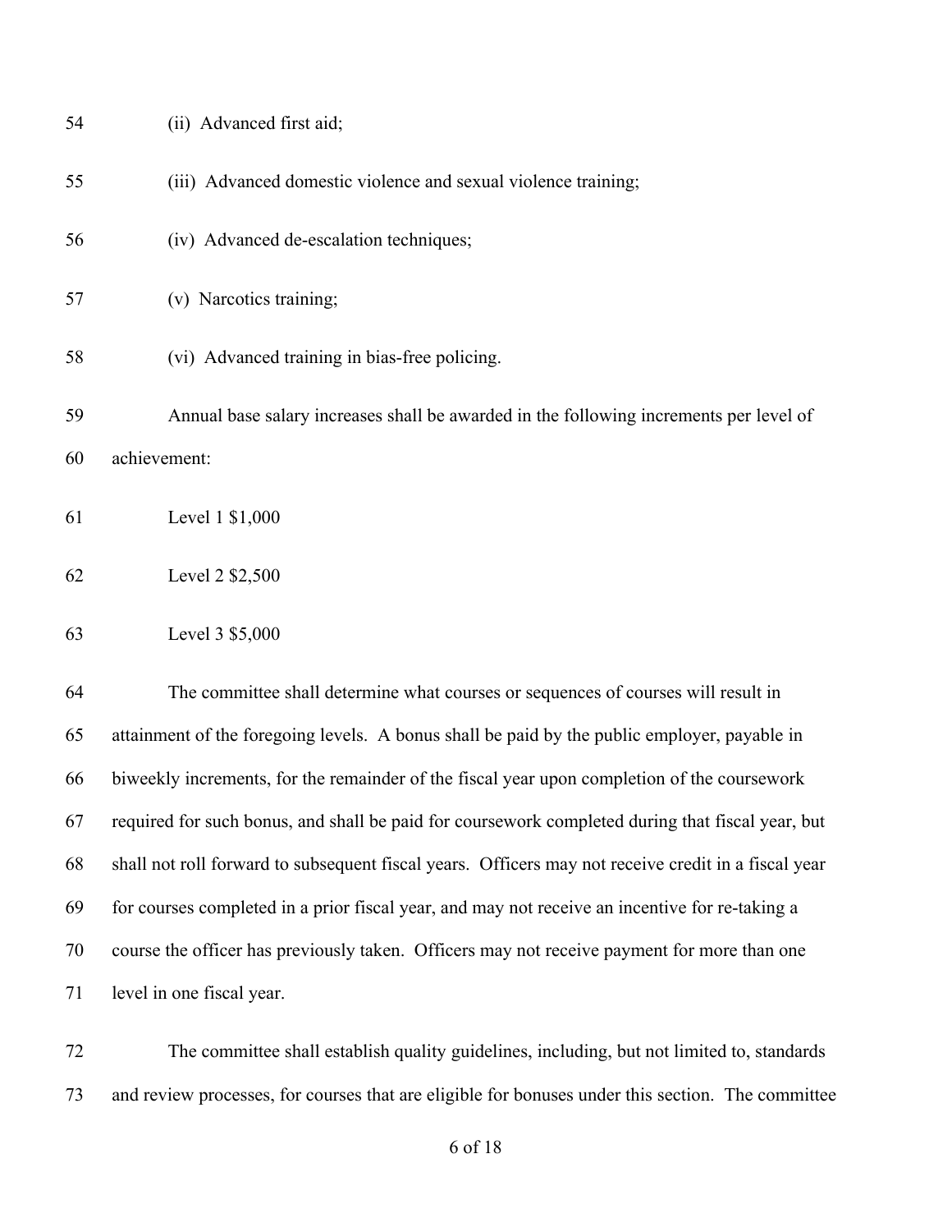(ii) Advanced first aid;

(iii) Advanced domestic violence and sexual violence training;

(iv) Advanced de-escalation techniques;

(v) Narcotics training;

(vi) Advanced training in bias-free policing.

Annual base salary increases shall be awarded in the following increments per level of achievement:

Level 1 $1,000

Level 2 $2,500

Level 3 $5,000

The committee shall determine what courses or sequences of courses will result in attainment of the foregoing levels. A bonus shall be paid by the public employer, payable in biweekly increments, for the remainder of the fiscal year upon completion of the coursework required for such bonus, and shall be paid for coursework completed during that fiscal year, but shall not roll forward to subsequent fiscal years. Officers may not receive credit in a fiscal year for courses completed in a prior fiscal year, and may not receive an incentive for re-taking a course the officer has previously taken. Officers may not receive payment for more than one level in one fiscal year.

The committee shall establish quality guidelines, including, but not limited to, standards and review processes, for courses that are eligible for bonuses under this section. The committee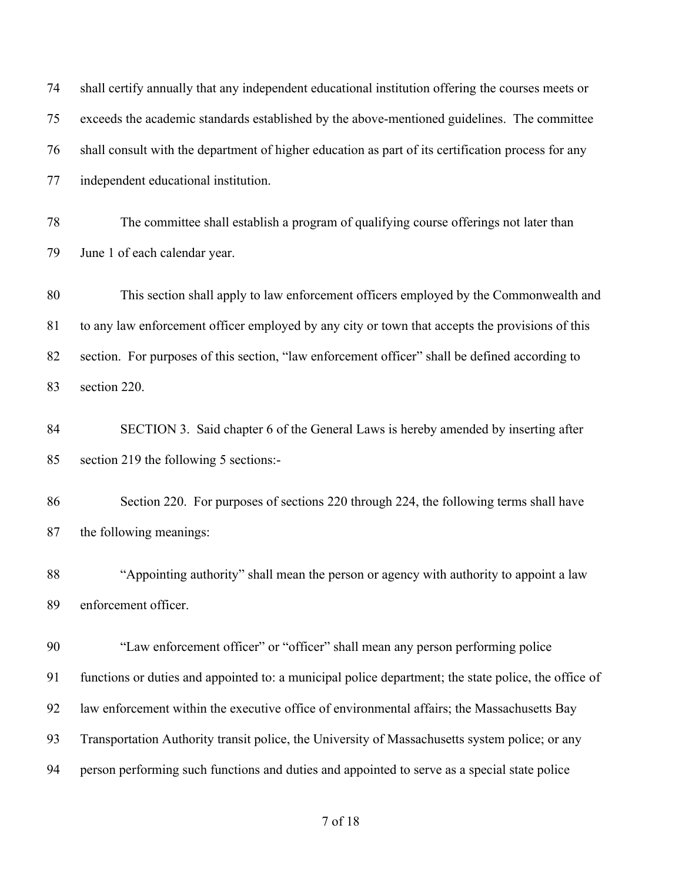shall certify annually that any independent educational institution offering the courses meets or exceeds the academic standards established by the above-mentioned guidelines. The committee shall consult with the department of higher education as part of its certification process for any independent educational institution.

The committee shall establish a program of qualifying course offerings not later than June 1 of each calendar year.

This section shall apply to law enforcement officers employed by the Commonwealth and to any law enforcement officer employed by any city or town that accepts the provisions of this section. For purposes of this section, "law enforcement officer" shall be defined according to section 220.

SECTION 3. Said chapter 6 of the General Laws is hereby amended by inserting after section 219 the following 5 sections:-

Section 220. For purposes of sections 220 through 224, the following terms shall have the following meanings:

"Appointing authority" shall mean the person or agency with authority to appoint a law enforcement officer.

"Law enforcement officer" or "officer" shall mean any person performing police functions or duties and appointed to: a municipal police department; the state police, the office of law enforcement within the executive office of environmental affairs; the Massachusetts Bay Transportation Authority transit police, the University of Massachusetts system police; or any person performing such functions and duties and appointed to serve as a special state police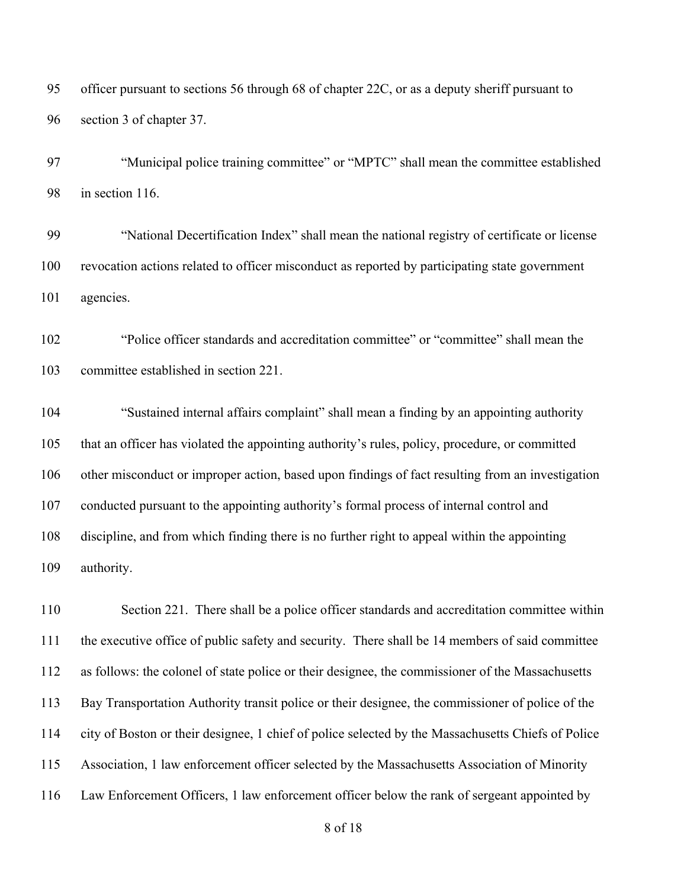officer pursuant to sections 56 through 68 of chapter 22C, or as a deputy sheriff pursuant to section 3 of chapter 37.

"Municipal police training committee" or "MPTC" shall mean the committee established in section 116.

"National Decertification Index" shall mean the national registry of certificate or license revocation actions related to officer misconduct as reported by participating state government agencies.

"Police officer standards and accreditation committee" or "committee" shall mean the committee established in section 221.

"Sustained internal affairs complaint" shall mean a finding by an appointing authority that an officer has violated the appointing authority's rules, policy, procedure, or committed other misconduct or improper action, based upon findings of fact resulting from an investigation conducted pursuant to the appointing authority's formal process of internal control and discipline, and from which finding there is no further right to appeal within the appointing authority.

Section 221. There shall be a police officer standards and accreditation committee within the executive office of public safety and security. There shall be 14 members of said committee as follows: the colonel of state police or their designee, the commissioner of the Massachusetts Bay Transportation Authority transit police or their designee, the commissioner of police of the city of Boston or their designee, 1 chief of police selected by the Massachusetts Chiefs of Police Association, 1 law enforcement officer selected by the Massachusetts Association of Minority Law Enforcement Officers, 1 law enforcement officer below the rank of sergeant appointed by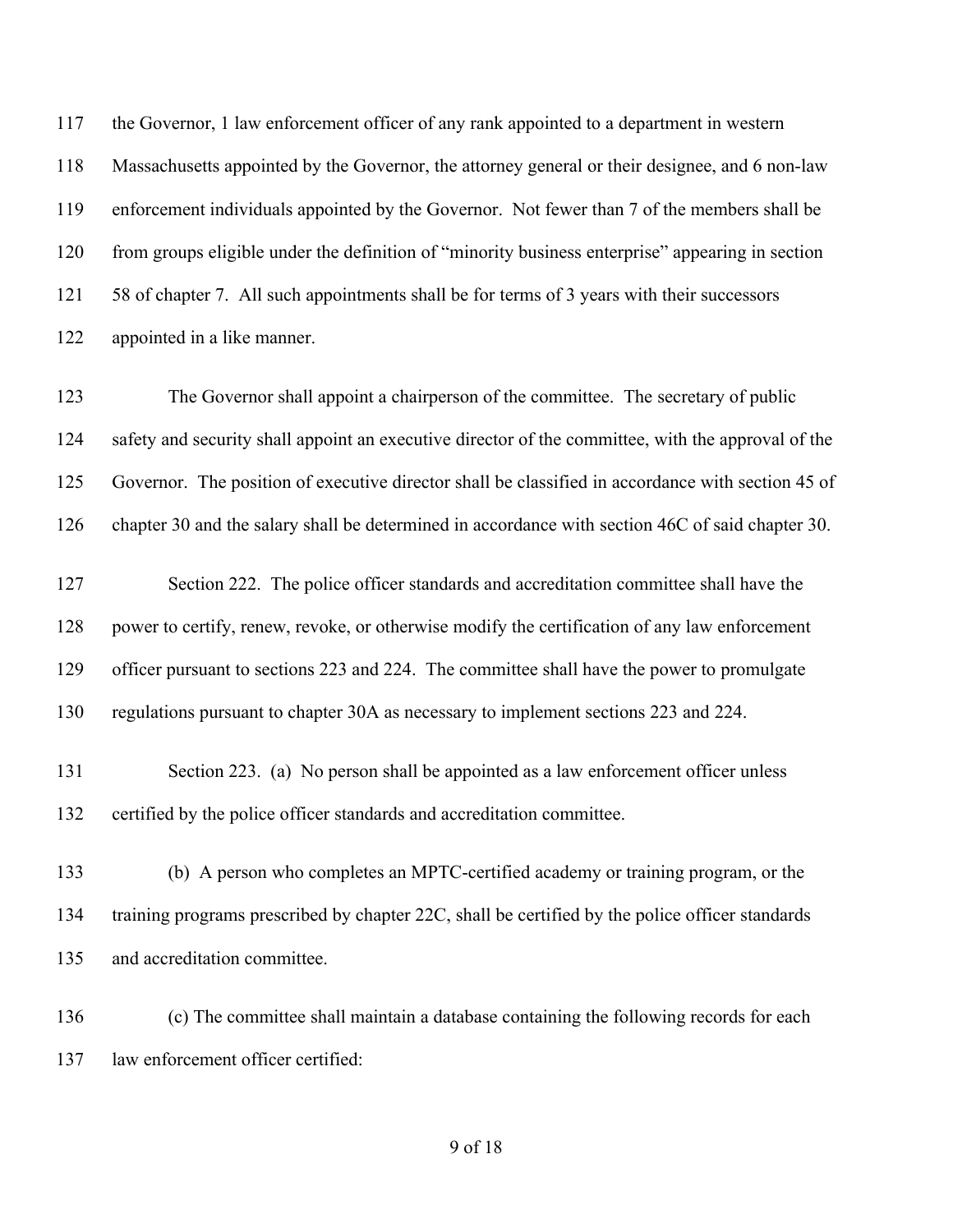the Governor, 1 law enforcement officer of any rank appointed to a department in western Massachusetts appointed by the Governor, the attorney general or their designee, and 6 non-law enforcement individuals appointed by the Governor. Not fewer than 7 of the members shall be from groups eligible under the definition of "minority business enterprise" appearing in section 58 of chapter 7. All such appointments shall be for terms of 3 years with their successors appointed in a like manner.

The Governor shall appoint a chairperson of the committee. The secretary of public safety and security shall appoint an executive director of the committee, with the approval of the Governor. The position of executive director shall be classified in accordance with section 45 of chapter 30 and the salary shall be determined in accordance with section 46C of said chapter 30.

Section 222. The police officer standards and accreditation committee shall have the power to certify, renew, revoke, or otherwise modify the certification of any law enforcement officer pursuant to sections 223 and 224. The committee shall have the power to promulgate regulations pursuant to chapter 30A as necessary to implement sections 223 and 224.

Section 223. (a) No person shall be appointed as a law enforcement officer unless certified by the police officer standards and accreditation committee.

(b) A person who completes an MPTC-certified academy or training program, or the training programs prescribed by chapter 22C, shall be certified by the police officer standards and accreditation committee.

(c) The committee shall maintain a database containing the following records for each law enforcement officer certified: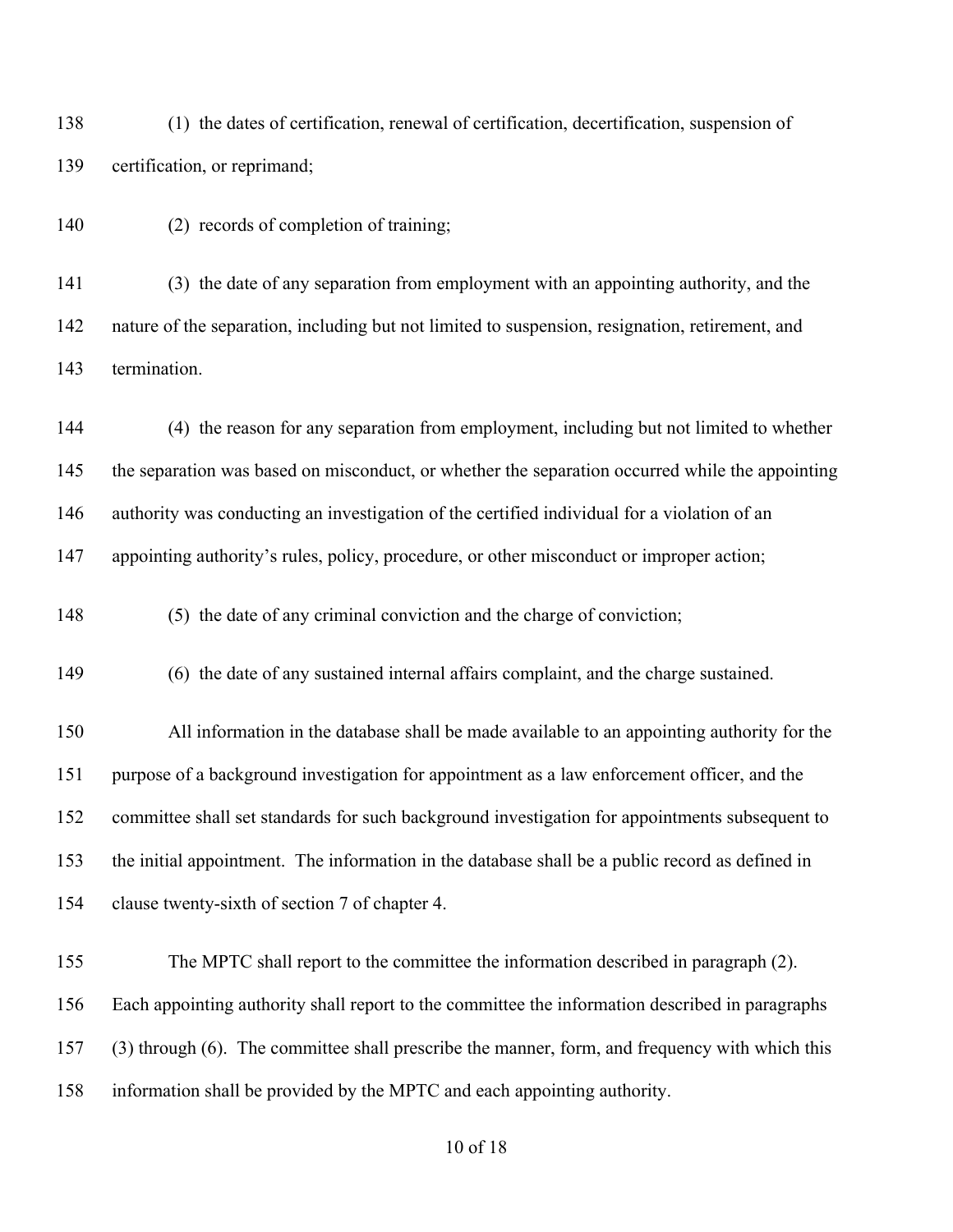(1) the dates of certification, renewal of certification, decertification, suspension of certification, or reprimand;

(2) records of completion of training;

(3) the date of any separation from employment with an appointing authority, and the nature of the separation, including but not limited to suspension, resignation, retirement, and termination.

(4) the reason for any separation from employment, including but not limited to whether the separation was based on misconduct, or whether the separation occurred while the appointing authority was conducting an investigation of the certified individual for a violation of an appointing authority's rules, policy, procedure, or other misconduct or improper action;

(5) the date of any criminal conviction and the charge of conviction;

(6) the date of any sustained internal affairs complaint, and the charge sustained.

All information in the database shall be made available to an appointing authority for the purpose of a background investigation for appointment as a law enforcement officer, and the committee shall set standards for such background investigation for appointments subsequent to the initial appointment. The information in the database shall be a public record as defined in clause twenty-sixth of section 7 of chapter 4.

The MPTC shall report to the committee the information described in paragraph (2). Each appointing authority shall report to the committee the information described in paragraphs (3) through (6). The committee shall prescribe the manner, form, and frequency with which this information shall be provided by the MPTC and each appointing authority.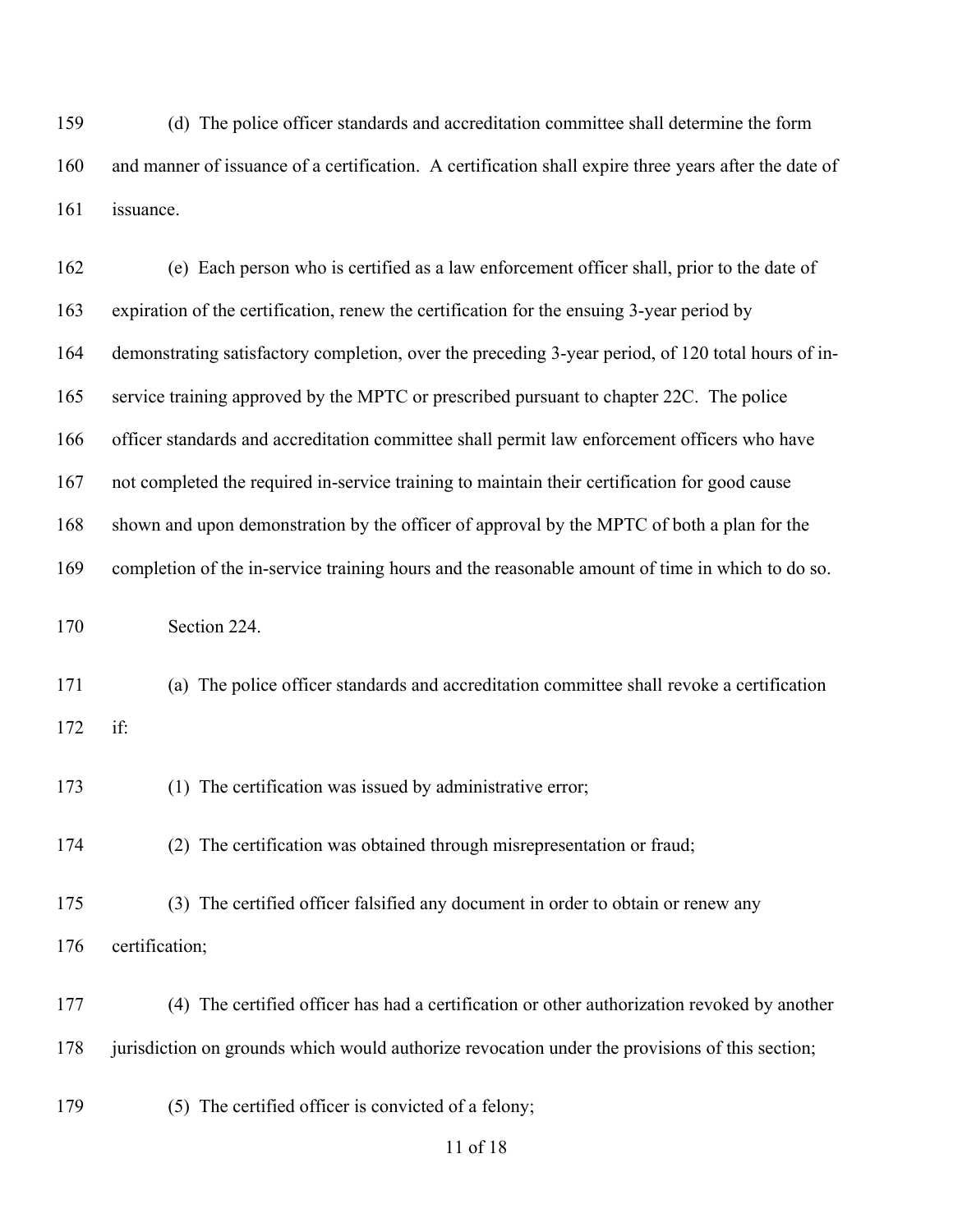(d) The police officer standards and accreditation committee shall determine the form and manner of issuance of a certification. A certification shall expire three years after the date of issuance.

(e) Each person who is certified as a law enforcement officer shall, prior to the date of expiration of the certification, renew the certification for the ensuing 3-year period by demonstrating satisfactory completion, over the preceding 3-year period, of 120 total hours of in-service training approved by the MPTC or prescribed pursuant to chapter 22C. The police officer standards and accreditation committee shall permit law enforcement officers who have not completed the required in-service training to maintain their certification for good cause shown and upon demonstration by the officer of approval by the MPTC of both a plan for the completion of the in-service training hours and the reasonable amount of time in which to do so.

Section 224.

(a) The police officer standards and accreditation committee shall revoke a certification if:

(1) The certification was issued by administrative error;

(2) The certification was obtained through misrepresentation or fraud;

(3) The certified officer falsified any document in order to obtain or renew any certification;

(4) The certified officer has had a certification or other authorization revoked by another jurisdiction on grounds which would authorize revocation under the provisions of this section;

(5) The certified officer is convicted of a felony;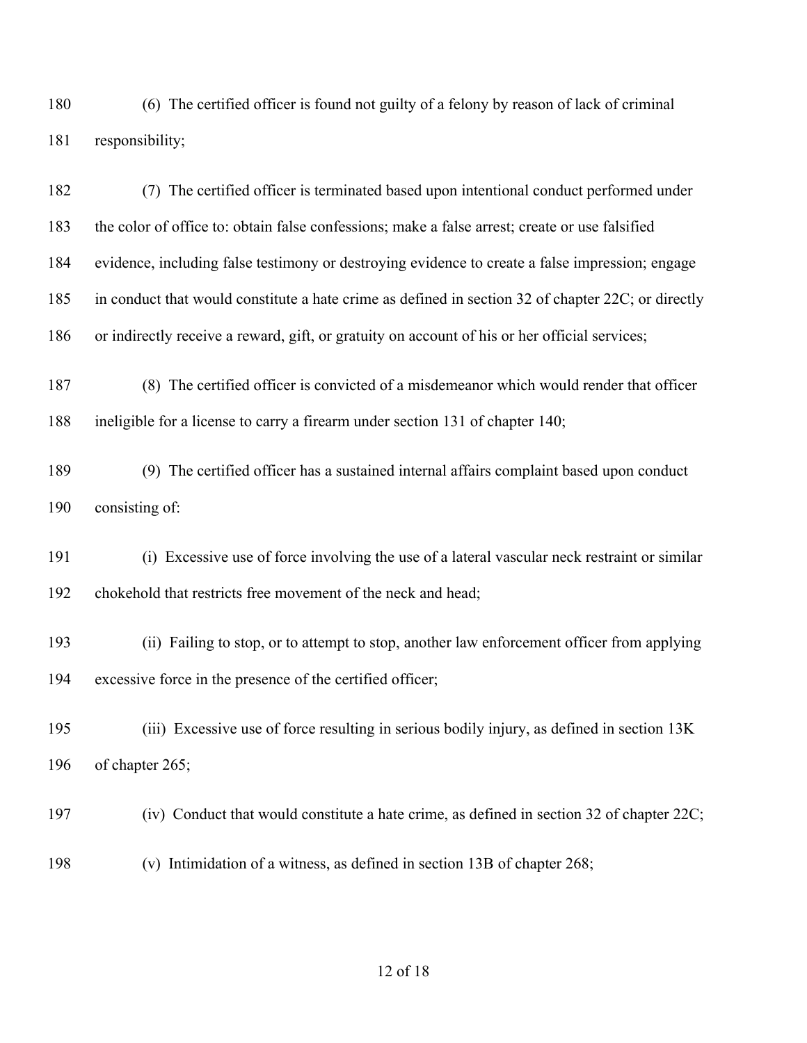(6) The certified officer is found not guilty of a felony by reason of lack of criminal responsibility;

(7) The certified officer is terminated based upon intentional conduct performed under the color of office to: obtain false confessions; make a false arrest; create or use falsified evidence, including false testimony or destroying evidence to create a false impression; engage in conduct that would constitute a hate crime as defined in section 32 of chapter 22C; or directly or indirectly receive a reward, gift, or gratuity on account of his or her official services;

(8) The certified officer is convicted of a misdemeanor which would render that officer ineligible for a license to carry a firearm under section 131 of chapter 140;

(9) The certified officer has a sustained internal affairs complaint based upon conduct consisting of:

(i) Excessive use of force involving the use of a lateral vascular neck restraint or similar chokehold that restricts free movement of the neck and head;

(ii) Failing to stop, or to attempt to stop, another law enforcement officer from applying excessive force in the presence of the certified officer;

(iii) Excessive use of force resulting in serious bodily injury, as defined in section 13K of chapter 265;

(iv) Conduct that would constitute a hate crime, as defined in section 32 of chapter 22C;

(v) Intimidation of a witness, as defined in section 13B of chapter 268;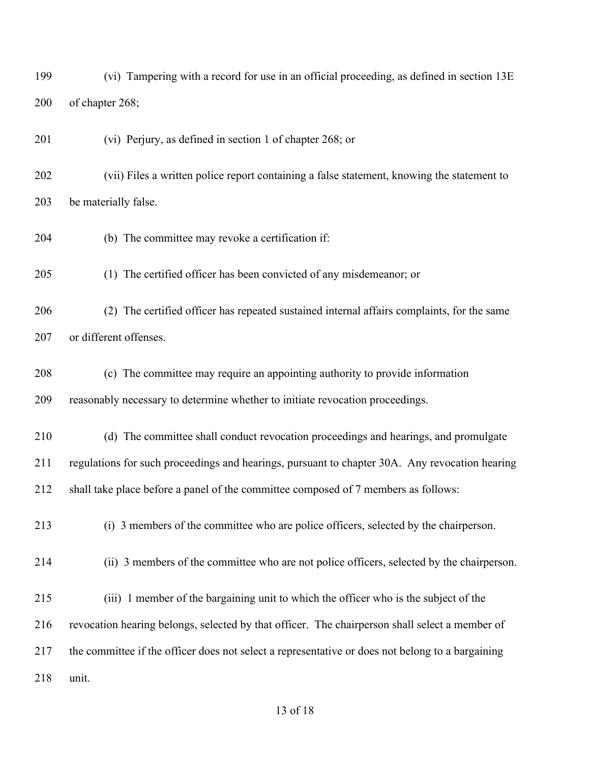(vi) Tampering with a record for use in an official proceeding, as defined in section 13E of chapter 268;

(vi) Perjury, as defined in section 1 of chapter 268; or

(vii) Files a written police report containing a false statement, knowing the statement to be materially false.

(b) The committee may revoke a certification if:

(1) The certified officer has been convicted of any misdemeanor; or

(2) The certified officer has repeated sustained internal affairs complaints, for the same or different offenses.

(c) The committee may require an appointing authority to provide information reasonably necessary to determine whether to initiate revocation proceedings.

(d) The committee shall conduct revocation proceedings and hearings, and promulgate regulations for such proceedings and hearings, pursuant to chapter 30A. Any revocation hearing shall take place before a panel of the committee composed of 7 members as follows:

(i) 3 members of the committee who are police officers, selected by the chairperson.

(ii) 3 members of the committee who are not police officers, selected by the chairperson.

(iii) 1 member of the bargaining unit to which the officer who is the subject of the revocation hearing belongs, selected by that officer. The chairperson shall select a member of the committee if the officer does not select a representative or does not belong to a bargaining unit.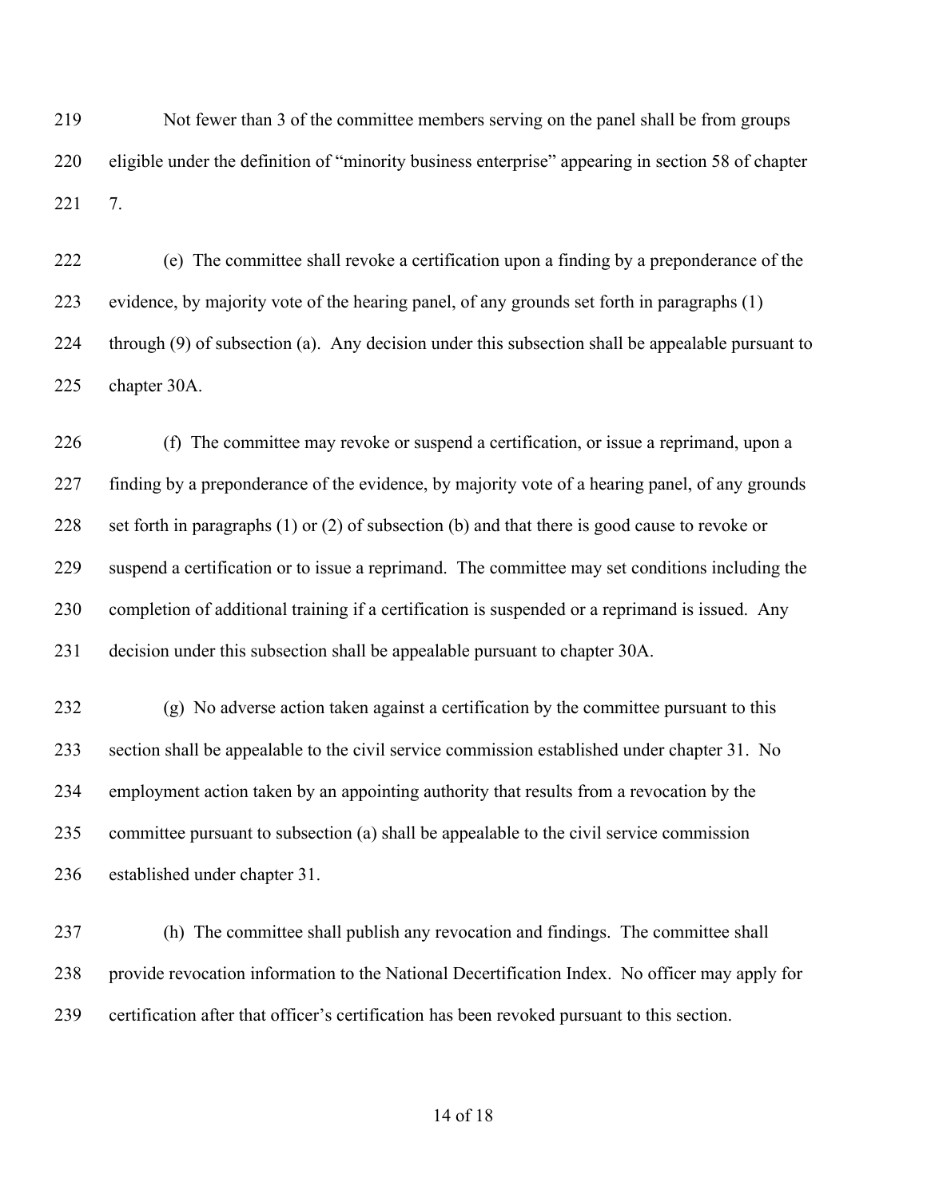Not fewer than 3 of the committee members serving on the panel shall be from groups eligible under the definition of "minority business enterprise" appearing in section 58 of chapter 7.

(e) The committee shall revoke a certification upon a finding by a preponderance of the evidence, by majority vote of the hearing panel, of any grounds set forth in paragraphs (1) through (9) of subsection (a). Any decision under this subsection shall be appealable pursuant to chapter 30A.

(f) The committee may revoke or suspend a certification, or issue a reprimand, upon a finding by a preponderance of the evidence, by majority vote of a hearing panel, of any grounds set forth in paragraphs (1) or (2) of subsection (b) and that there is good cause to revoke or suspend a certification or to issue a reprimand. The committee may set conditions including the completion of additional training if a certification is suspended or a reprimand is issued. Any decision under this subsection shall be appealable pursuant to chapter 30A.

(g) No adverse action taken against a certification by the committee pursuant to this section shall be appealable to the civil service commission established under chapter 31. No employment action taken by an appointing authority that results from a revocation by the committee pursuant to subsection (a) shall be appealable to the civil service commission established under chapter 31.

(h) The committee shall publish any revocation and findings. The committee shall provide revocation information to the National Decertification Index. No officer may apply for certification after that officer's certification has been revoked pursuant to this section.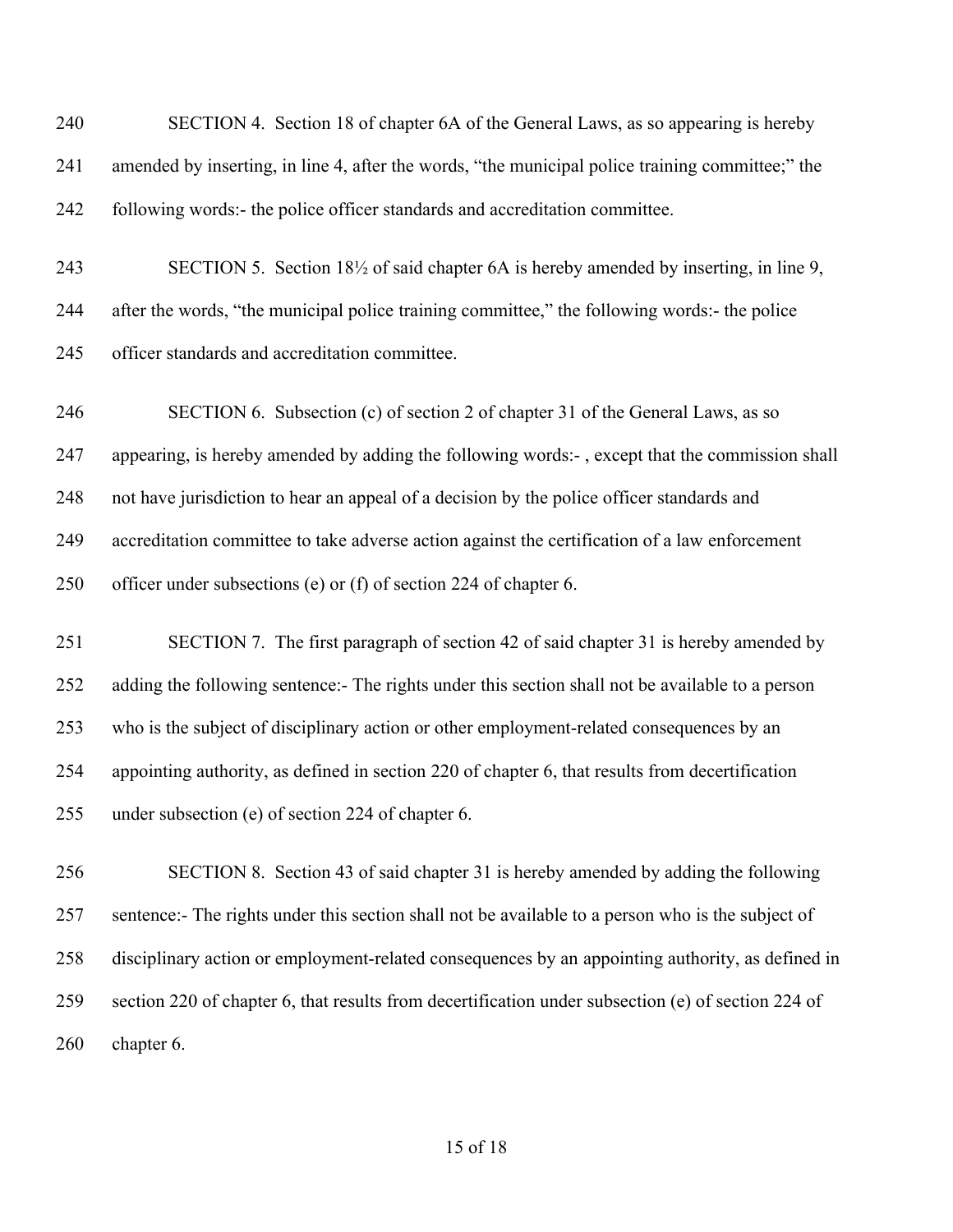SECTION 4. Section 18 of chapter 6A of the General Laws, as so appearing is hereby amended by inserting, in line 4, after the words, "the municipal police training committee;" the following words:- the police officer standards and accreditation committee.

SECTION 5. Section 18½ of said chapter 6A is hereby amended by inserting, in line 9, after the words, "the municipal police training committee," the following words:- the police officer standards and accreditation committee.

SECTION 6. Subsection (c) of section 2 of chapter 31 of the General Laws, as so appearing, is hereby amended by adding the following words:- , except that the commission shall not have jurisdiction to hear an appeal of a decision by the police officer standards and accreditation committee to take adverse action against the certification of a law enforcement officer under subsections (e) or (f) of section 224 of chapter 6.

SECTION 7. The first paragraph of section 42 of said chapter 31 is hereby amended by adding the following sentence:- The rights under this section shall not be available to a person who is the subject of disciplinary action or other employment-related consequences by an appointing authority, as defined in section 220 of chapter 6, that results from decertification under subsection (e) of section 224 of chapter 6.

SECTION 8. Section 43 of said chapter 31 is hereby amended by adding the following sentence:- The rights under this section shall not be available to a person who is the subject of disciplinary action or employment-related consequences by an appointing authority, as defined in section 220 of chapter 6, that results from decertification under subsection (e) of section 224 of chapter 6.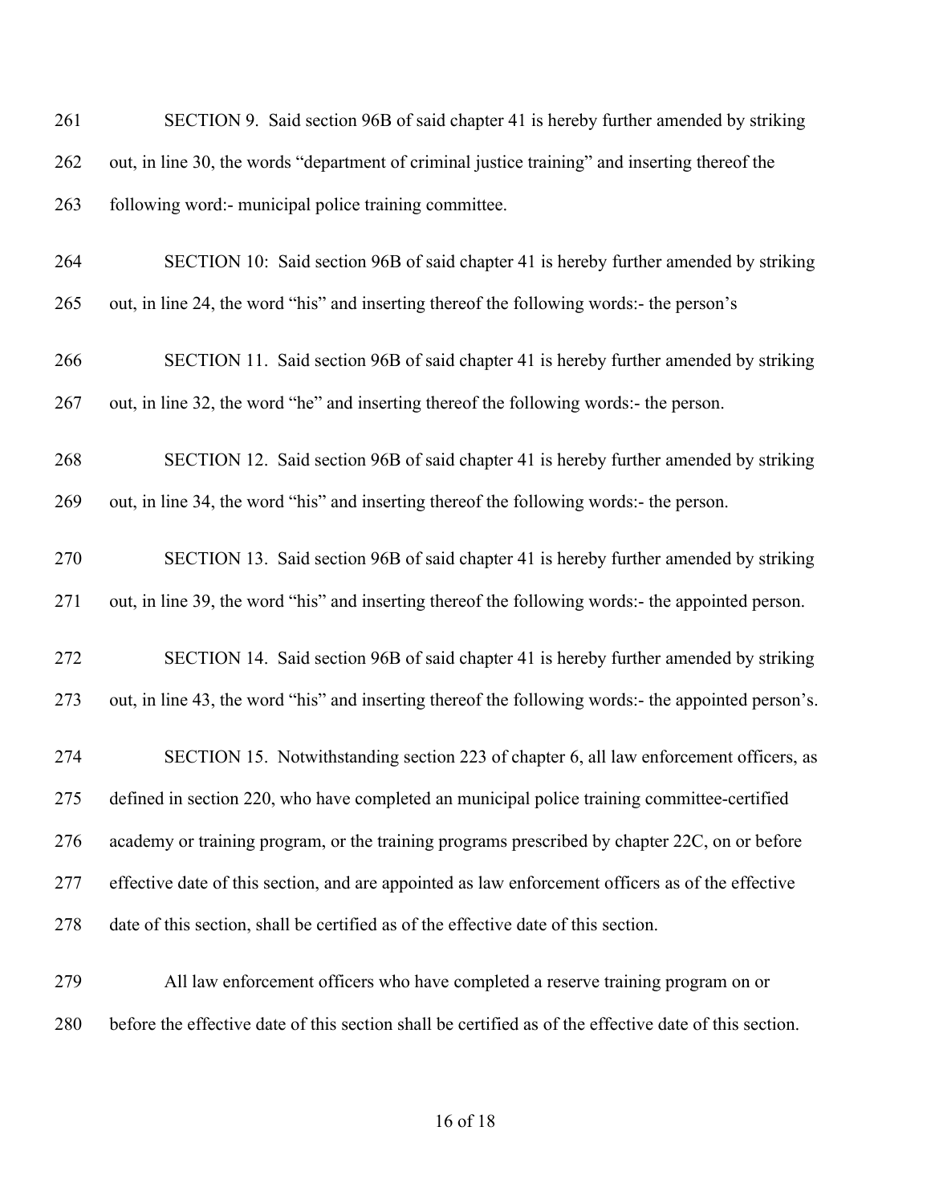SECTION 9. Said section 96B of said chapter 41 is hereby further amended by striking out, in line 30, the words "department of criminal justice training" and inserting thereof the following word:- municipal police training committee.

SECTION 10: Said section 96B of said chapter 41 is hereby further amended by striking out, in line 24, the word "his" and inserting thereof the following words:- the person's

SECTION 11. Said section 96B of said chapter 41 is hereby further amended by striking out, in line 32, the word "he" and inserting thereof the following words:- the person.

SECTION 12. Said section 96B of said chapter 41 is hereby further amended by striking out, in line 34, the word "his" and inserting thereof the following words:- the person.

SECTION 13. Said section 96B of said chapter 41 is hereby further amended by striking out, in line 39, the word "his" and inserting thereof the following words:- the appointed person.

SECTION 14. Said section 96B of said chapter 41 is hereby further amended by striking out, in line 43, the word "his" and inserting thereof the following words:- the appointed person's.

SECTION 15. Notwithstanding section 223 of chapter 6, all law enforcement officers, as defined in section 220, who have completed an municipal police training committee-certified academy or training program, or the training programs prescribed by chapter 22C, on or before effective date of this section, and are appointed as law enforcement officers as of the effective date of this section, shall be certified as of the effective date of this section.

All law enforcement officers who have completed a reserve training program on or before the effective date of this section shall be certified as of the effective date of this section.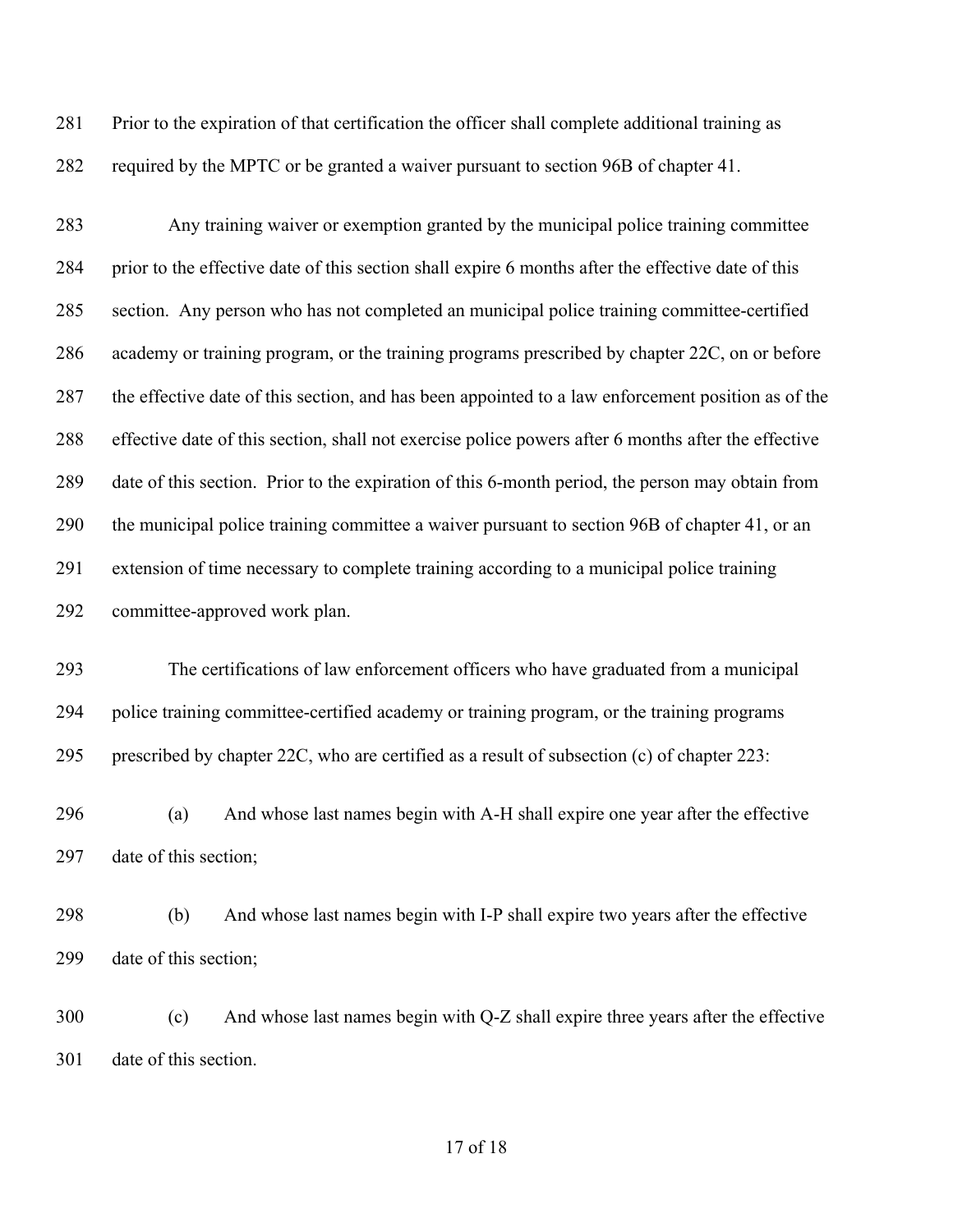Prior to the expiration of that certification the officer shall complete additional training as required by the MPTC or be granted a waiver pursuant to section 96B of chapter 41.

Any training waiver or exemption granted by the municipal police training committee prior to the effective date of this section shall expire 6 months after the effective date of this section. Any person who has not completed an municipal police training committee-certified academy or training program, or the training programs prescribed by chapter 22C, on or before the effective date of this section, and has been appointed to a law enforcement position as of the effective date of this section, shall not exercise police powers after 6 months after the effective date of this section. Prior to the expiration of this 6-month period, the person may obtain from the municipal police training committee a waiver pursuant to section 96B of chapter 41, or an extension of time necessary to complete training according to a municipal police training committee-approved work plan.

The certifications of law enforcement officers who have graduated from a municipal police training committee-certified academy or training program, or the training programs prescribed by chapter 22C, who are certified as a result of subsection (c) of chapter 223:

(a) And whose last names begin with A-H shall expire one year after the effective date of this section;

(b) And whose last names begin with I-P shall expire two years after the effective date of this section;

(c) And whose last names begin with Q-Z shall expire three years after the effective date of this section.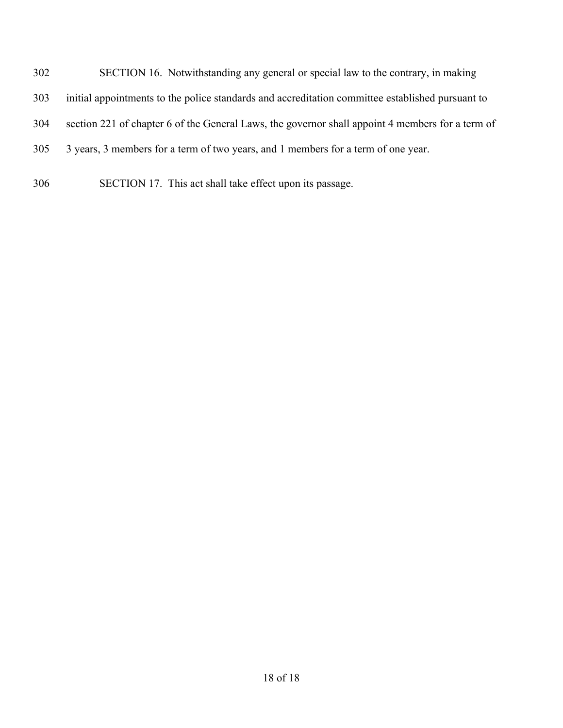302 SECTION 16. Notwithstanding any general or special law to the contrary, in making

303 initial appointments to the police standards and accreditation committee established pursuant to

304 section 221 of chapter 6 of the General Laws, the governor shall appoint 4 members for a term of

305 3 years, 3 members for a term of two years, and 1 members for a term of one year.

306 SECTION 17. This act shall take effect upon its passage.